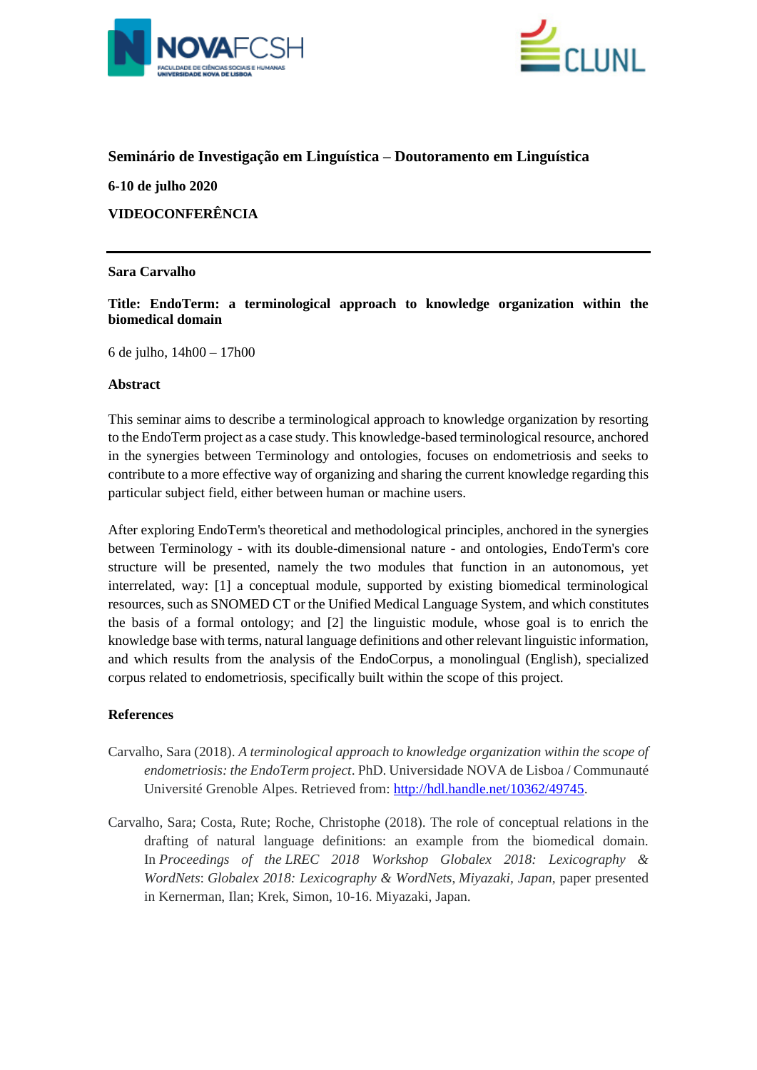**Seminário de Investigação em Linguística – Doutoramento em Linguística**

**6-10 de julho 2020**

**VIDEOCONFERÊNCIA**

---

**Sara Carvalho**

**Title: EndoTerm: a terminological approach to knowledge organization within the biomedical domain**

6 de julho, 14h00 – 17h00

**Abstract**

This seminar aims to describe a terminological approach to knowledge organization by resorting to the EndoTerm project as a case study. This knowledge-based terminological resource, anchored in the synergies between Terminology and ontologies, focuses on endometriosis and seeks to contribute to a more effective way of organizing and sharing the current knowledge regarding this particular subject field, either between human or machine users.

After exploring EndoTerm's theoretical and methodological principles, anchored in the synergies between Terminology - with its double-dimensional nature - and ontologies, EndoTerm's core structure will be presented, namely the two modules that function in an autonomous, yet interrelated, way: [1] a conceptual module, supported by existing biomedical terminological resources, such as SNOMED CT or the Unified Medical Language System, and which constitutes the basis of a formal ontology; and [2] the linguistic module, whose goal is to enrich the knowledge base with terms, natural language definitions and other relevant linguistic information, and which results from the analysis of the EndoCorpus, a monolingual (English), specialized corpus related to endometriosis, specifically built within the scope of this project.

**References**

Carvalho, Sara (2018). *A terminological approach to knowledge organization within the scope of endometriosis: the EndoTerm project*. PhD. Universidade NOVA de Lisboa / Communauté Université Grenoble Alpes. Retrieved from: http://hdl.handle.net/10362/49745.

Carvalho, Sara; Costa, Rute; Roche, Christophe (2018). The role of conceptual relations in the drafting of natural language definitions: an example from the biomedical domain. In *Proceedings of the LREC 2018 Workshop Globalex 2018: Lexicography & WordNets*: *Globalex 2018: Lexicography & WordNets*, *Miyazaki*, *Japan*, paper presented in Kernerman, Ilan; Krek, Simon, 10-16. Miyazaki, Japan.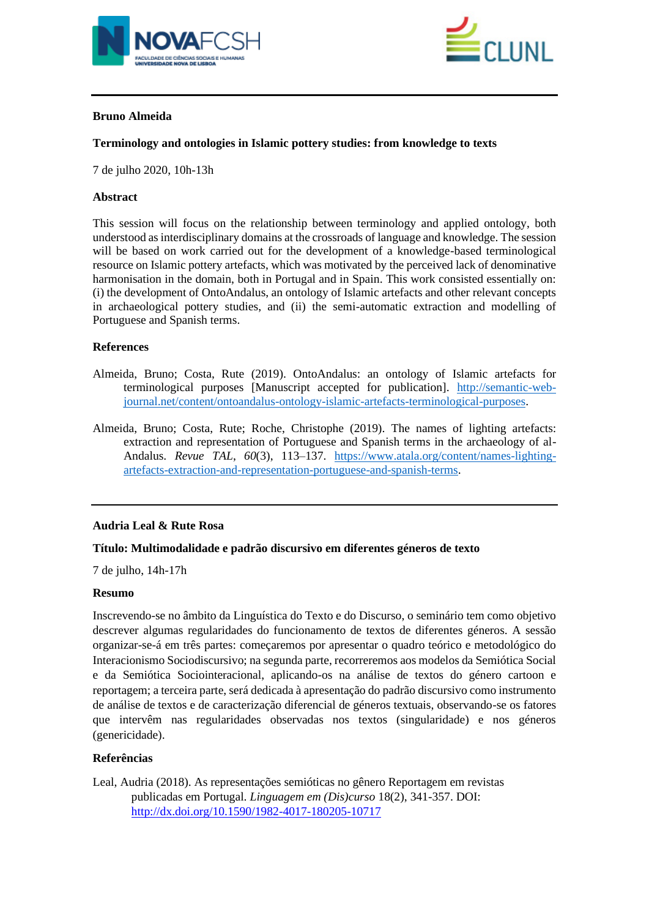**Bruno Almeida**

**Terminology and ontologies in Islamic pottery studies: from knowledge to texts**

7 de julho 2020, 10h-13h

**Abstract**

This session will focus on the relationship between terminology and applied ontology, both understood as interdisciplinary domains at the crossroads of language and knowledge. The session will be based on work carried out for the development of a knowledge-based terminological resource on Islamic pottery artefacts, which was motivated by the perceived lack of denominative harmonisation in the domain, both in Portugal and in Spain. This work consisted essentially on: (i) the development of OntoAndalus, an ontology of Islamic artefacts and other relevant concepts in archaeological pottery studies, and (ii) the semi-automatic extraction and modelling of Portuguese and Spanish terms.

**References**

Almeida, Bruno; Costa, Rute (2019). OntoAndalus: an ontology of Islamic artefacts for terminological purposes [Manuscript accepted for publication]. http://semantic-web-journal.net/content/ontoandalus-ontology-islamic-artefacts-terminological-purposes.

Almeida, Bruno; Costa, Rute; Roche, Christophe (2019). The names of lighting artefacts: extraction and representation of Portuguese and Spanish terms in the archaeology of al-Andalus. *Revue TAL*, *60*(3), 113–137. https://www.atala.org/content/names-lighting-artefacts-extraction-and-representation-portuguese-and-spanish-terms.

---

**Audria Leal & Rute Rosa**

**Título: Multimodalidade e padrão discursivo em diferentes géneros de texto**

7 de julho, 14h-17h

**Resumo**

Inscrevendo-se no âmbito da Linguística do Texto e do Discurso, o seminário tem como objetivo descrever algumas regularidades do funcionamento de textos de diferentes géneros. A sessão organizar-se-á em três partes: começaremos por apresentar o quadro teórico e metodológico do Interacionismo Sociodiscursivo; na segunda parte, recorreremos aos modelos da Semiótica Social e da Semiótica Sociointeracional, aplicando-os na análise de textos do género cartoon e reportagem; a terceira parte, será dedicada à apresentação do padrão discursivo como instrumento de análise de textos e de caracterização diferencial de géneros textuais, observando-se os fatores que intervêm nas regularidades observadas nos textos (singularidade) e nos géneros (genericidade).

**Referências**

Leal, Audria (2018). As representações semióticas no gênero Reportagem em revistas publicadas em Portugal. *Linguagem em (Dis)curso* 18(2), 341-357. DOI: http://dx.doi.org/10.1590/1982-4017-180205-10717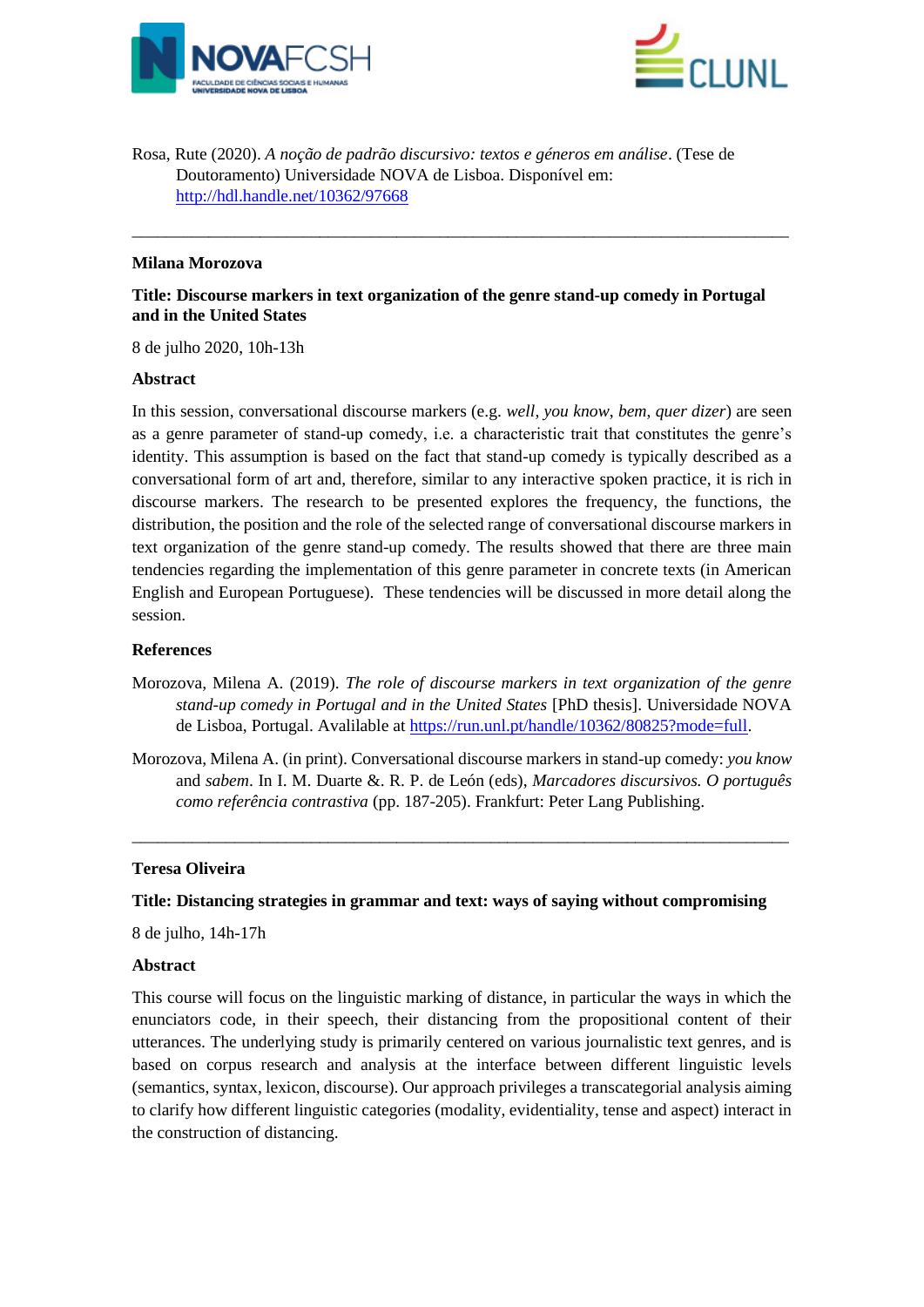Rosa, Rute (2020). *A noção de padrão discursivo: textos e géneros em análise*. (Tese de Doutoramento) Universidade NOVA de Lisboa. Disponível em: http://hdl.handle.net/10362/97668

---

**Milana Morozova**

**Title: Discourse markers in text organization of the genre stand-up comedy in Portugal and in the United States**

8 de julho 2020, 10h-13h

**Abstract**

In this session, conversational discourse markers (e.g. *well*, *you know*, *bem*, *quer dizer*) are seen as a genre parameter of stand-up comedy, i.e. a characteristic trait that constitutes the genre's identity. This assumption is based on the fact that stand-up comedy is typically described as a conversational form of art and, therefore, similar to any interactive spoken practice, it is rich in discourse markers. The research to be presented explores the frequency, the functions, the distribution, the position and the role of the selected range of conversational discourse markers in text organization of the genre stand-up comedy. The results showed that there are three main tendencies regarding the implementation of this genre parameter in concrete texts (in American English and European Portuguese). These tendencies will be discussed in more detail along the session.

**References**

Morozova, Milena A. (2019). *The role of discourse markers in text organization of the genre stand-up comedy in Portugal and in the United States* [PhD thesis]. Universidade NOVA de Lisboa, Portugal. Avalilable at https://run.unl.pt/handle/10362/80825?mode=full.

Morozova, Milena A. (in print). Conversational discourse markers in stand-up comedy: *you know* and *sabem*. In I. M. Duarte &. R. P. de León (eds), *Marcadores discursivos. O português como referência contrastiva* (pp. 187-205). Frankfurt: Peter Lang Publishing.

---

**Teresa Oliveira**

**Title: Distancing strategies in grammar and text: ways of saying without compromising**

8 de julho, 14h-17h

**Abstract**

This course will focus on the linguistic marking of distance, in particular the ways in which the enunciators code, in their speech, their distancing from the propositional content of their utterances. The underlying study is primarily centered on various journalistic text genres, and is based on corpus research and analysis at the interface between different linguistic levels (semantics, syntax, lexicon, discourse). Our approach privileges a transcategorial analysis aiming to clarify how different linguistic categories (modality, evidentiality, tense and aspect) interact in the construction of distancing.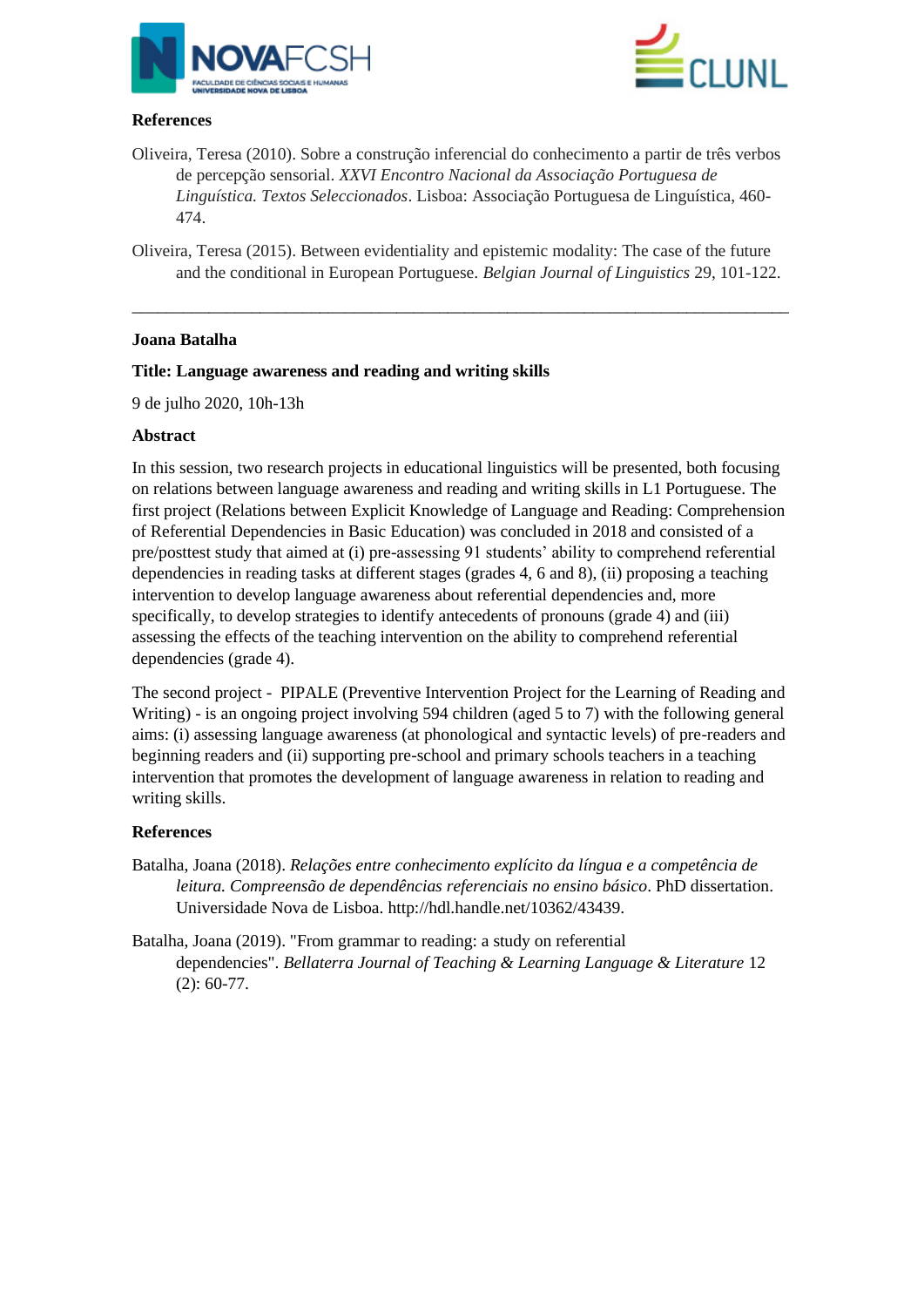**References**

Oliveira, Teresa (2010). Sobre a construção inferencial do conhecimento a partir de três verbos de percepção sensorial. *XXVI Encontro Nacional da Associação Portuguesa de Linguística. Textos Seleccionados*. Lisboa: Associação Portuguesa de Linguística, 460-474.

Oliveira, Teresa (2015). Between evidentiality and epistemic modality: The case of the future and the conditional in European Portuguese. *Belgian Journal of Linguistics* 29, 101-122.

---

**Joana Batalha**

**Title: Language awareness and reading and writing skills**

9 de julho 2020, 10h-13h

**Abstract**

In this session, two research projects in educational linguistics will be presented, both focusing on relations between language awareness and reading and writing skills in L1 Portuguese. The first project (Relations between Explicit Knowledge of Language and Reading: Comprehension of Referential Dependencies in Basic Education) was concluded in 2018 and consisted of a pre/posttest study that aimed at (i) pre-assessing 91 students' ability to comprehend referential dependencies in reading tasks at different stages (grades 4, 6 and 8), (ii) proposing a teaching intervention to develop language awareness about referential dependencies and, more specifically, to develop strategies to identify antecedents of pronouns (grade 4) and (iii) assessing the effects of the teaching intervention on the ability to comprehend referential dependencies (grade 4).

The second project - PIPALE (Preventive Intervention Project for the Learning of Reading and Writing) - is an ongoing project involving 594 children (aged 5 to 7) with the following general aims: (i) assessing language awareness (at phonological and syntactic levels) of pre-readers and beginning readers and (ii) supporting pre-school and primary schools teachers in a teaching intervention that promotes the development of language awareness in relation to reading and writing skills.

**References**

Batalha, Joana (2018). *Relações entre conhecimento explícito da língua e a competência de leitura. Compreensão de dependências referenciais no ensino básico*. PhD dissertation. Universidade Nova de Lisboa. http://hdl.handle.net/10362/43439.

Batalha, Joana (2019). "From grammar to reading: a study on referential dependencies". *Bellaterra Journal of Teaching & Learning Language & Literature* 12 (2): 60-77.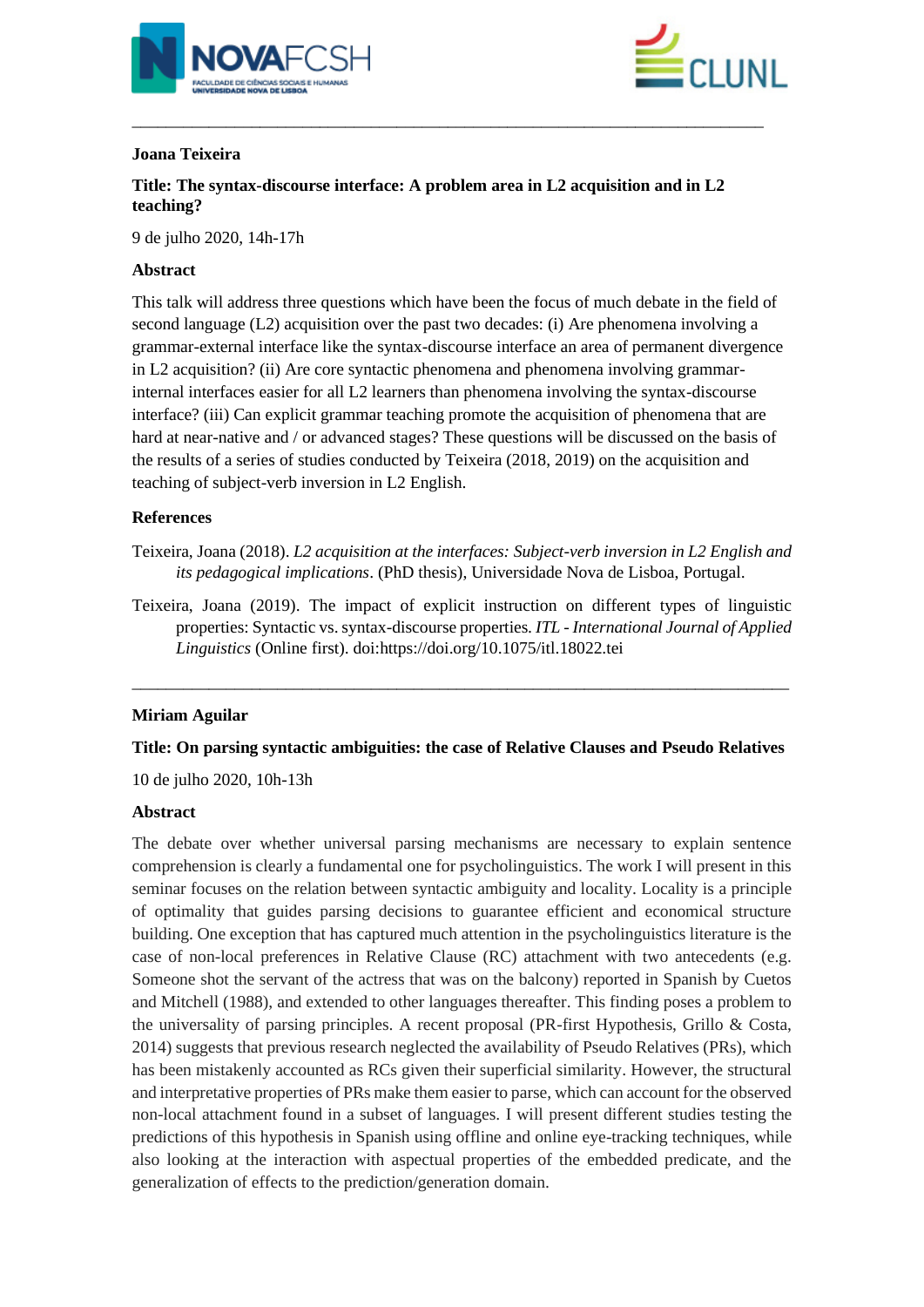---

**Joana Teixeira**

**Title: The syntax-discourse interface: A problem area in L2 acquisition and in L2 teaching?**

9 de julho 2020, 14h-17h

**Abstract**

This talk will address three questions which have been the focus of much debate in the field of second language (L2) acquisition over the past two decades: (i) Are phenomena involving a grammar-external interface like the syntax-discourse interface an area of permanent divergence in L2 acquisition? (ii) Are core syntactic phenomena and phenomena involving grammar-internal interfaces easier for all L2 learners than phenomena involving the syntax-discourse interface? (iii) Can explicit grammar teaching promote the acquisition of phenomena that are hard at near-native and / or advanced stages? These questions will be discussed on the basis of the results of a series of studies conducted by Teixeira (2018, 2019) on the acquisition and teaching of subject-verb inversion in L2 English.

**References**

Teixeira, Joana (2018). *L2 acquisition at the interfaces: Subject-verb inversion in L2 English and its pedagogical implications*. (PhD thesis), Universidade Nova de Lisboa, Portugal.

Teixeira, Joana (2019). The impact of explicit instruction on different types of linguistic properties: Syntactic vs. syntax-discourse properties. *ITL - International Journal of Applied Linguistics* (Online first). doi:https://doi.org/10.1075/itl.18022.tei

---

**Miriam Aguilar**

**Title: On parsing syntactic ambiguities: the case of Relative Clauses and Pseudo Relatives**

10 de julho 2020, 10h-13h

**Abstract**

The debate over whether universal parsing mechanisms are necessary to explain sentence comprehension is clearly a fundamental one for psycholinguistics. The work I will present in this seminar focuses on the relation between syntactic ambiguity and locality. Locality is a principle of optimality that guides parsing decisions to guarantee efficient and economical structure building. One exception that has captured much attention in the psycholinguistics literature is the case of non-local preferences in Relative Clause (RC) attachment with two antecedents (e.g. Someone shot the servant of the actress that was on the balcony) reported in Spanish by Cuetos and Mitchell (1988), and extended to other languages thereafter. This finding poses a problem to the universality of parsing principles. A recent proposal (PR-first Hypothesis, Grillo & Costa, 2014) suggests that previous research neglected the availability of Pseudo Relatives (PRs), which has been mistakenly accounted as RCs given their superficial similarity. However, the structural and interpretative properties of PRs make them easier to parse, which can account for the observed non-local attachment found in a subset of languages. I will present different studies testing the predictions of this hypothesis in Spanish using offline and online eye-tracking techniques, while also looking at the interaction with aspectual properties of the embedded predicate, and the generalization of effects to the prediction/generation domain.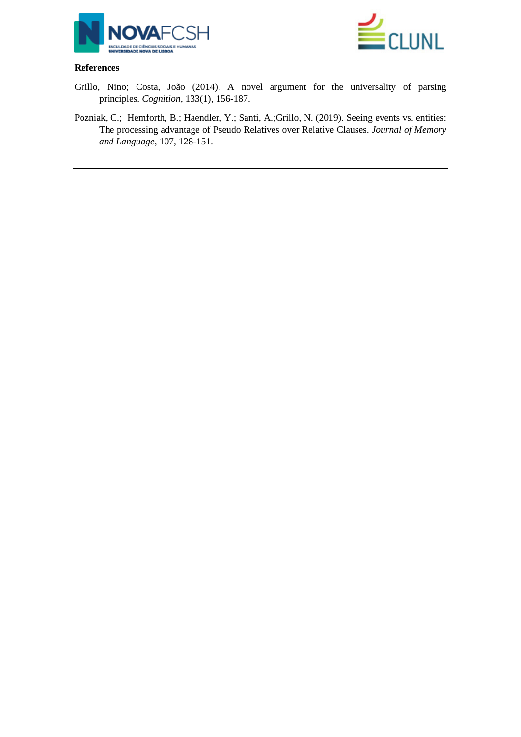**References**

Grillo, Nino; Costa, João (2014). A novel argument for the universality of parsing principles. *Cognition*, 133(1), 156-187.

Pozniak, C.; Hemforth, B.; Haendler, Y.; Santi, A.;Grillo, N. (2019). Seeing events vs. entities: The processing advantage of Pseudo Relatives over Relative Clauses. *Journal of Memory and Language*, 107, 128-151.